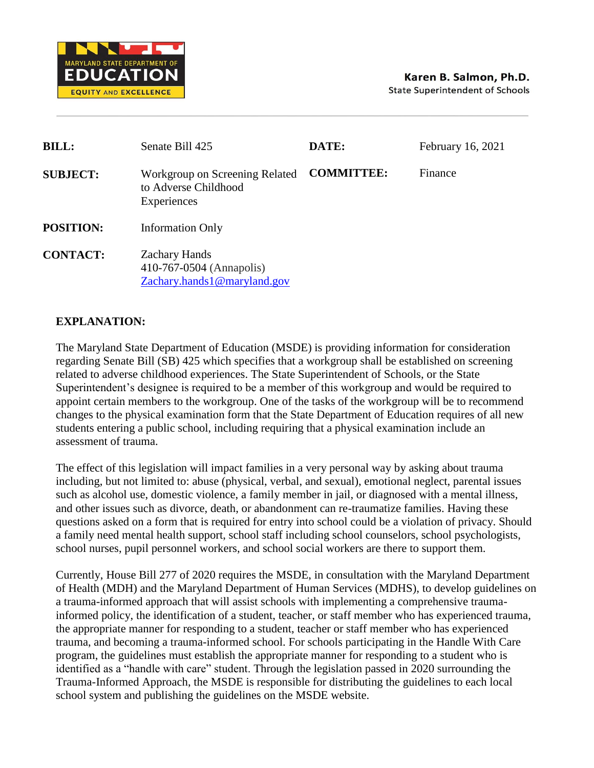MARYLAND STATE DEPARTMENT OF EDUCATION

EQUITY AND EXCELLENCE

**Karen B. Salmon, Ph.D.**
State Superintendent of Schools

---

| | | | |
|---|---|---|---|
| **BILL:** | Senate Bill 425 | **DATE:** | February 16, 2021 |
| **SUBJECT:** | Workgroup on Screening Related to Adverse Childhood Experiences | **COMMITTEE:** | Finance |
| **POSITION:** | Information Only | | |
| **CONTACT:** | Zachary Hands<br>410-767-0504 (Annapolis)<br>Zachary.hands1@maryland.gov | | |

**EXPLANATION:**

The Maryland State Department of Education (MSDE) is providing information for consideration regarding Senate Bill (SB) 425 which specifies that a workgroup shall be established on screening related to adverse childhood experiences. The State Superintendent of Schools, or the State Superintendent's designee is required to be a member of this workgroup and would be required to appoint certain members to the workgroup. One of the tasks of the workgroup will be to recommend changes to the physical examination form that the State Department of Education requires of all new students entering a public school, including requiring that a physical examination include an assessment of trauma.

The effect of this legislation will impact families in a very personal way by asking about trauma including, but not limited to: abuse (physical, verbal, and sexual), emotional neglect, parental issues such as alcohol use, domestic violence, a family member in jail, or diagnosed with a mental illness, and other issues such as divorce, death, or abandonment can re-traumatize families. Having these questions asked on a form that is required for entry into school could be a violation of privacy. Should a family need mental health support, school staff including school counselors, school psychologists, school nurses, pupil personnel workers, and school social workers are there to support them.

Currently, House Bill 277 of 2020 requires the MSDE, in consultation with the Maryland Department of Health (MDH) and the Maryland Department of Human Services (MDHS), to develop guidelines on a trauma-informed approach that will assist schools with implementing a comprehensive trauma-informed policy, the identification of a student, teacher, or staff member who has experienced trauma, the appropriate manner for responding to a student, teacher or staff member who has experienced trauma, and becoming a trauma-informed school. For schools participating in the Handle With Care program, the guidelines must establish the appropriate manner for responding to a student who is identified as a "handle with care" student. Through the legislation passed in 2020 surrounding the Trauma-Informed Approach, the MSDE is responsible for distributing the guidelines to each local school system and publishing the guidelines on the MSDE website.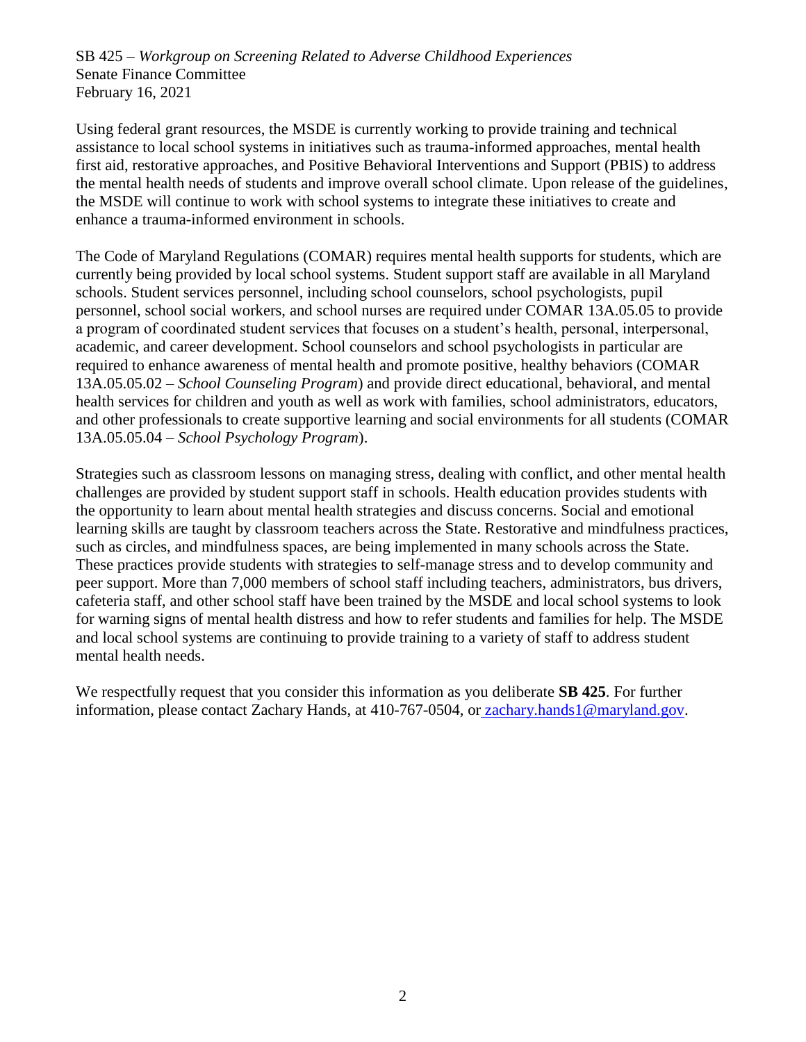Using federal grant resources, the MSDE is currently working to provide training and technical assistance to local school systems in initiatives such as trauma-informed approaches, mental health first aid, restorative approaches, and Positive Behavioral Interventions and Support (PBIS) to address the mental health needs of students and improve overall school climate. Upon release of the guidelines, the MSDE will continue to work with school systems to integrate these initiatives to create and enhance a trauma-informed environment in schools.

The Code of Maryland Regulations (COMAR) requires mental health supports for students, which are currently being provided by local school systems. Student support staff are available in all Maryland schools. Student services personnel, including school counselors, school psychologists, pupil personnel, school social workers, and school nurses are required under COMAR 13A.05.05 to provide a program of coordinated student services that focuses on a student's health, personal, interpersonal, academic, and career development. School counselors and school psychologists in particular are required to enhance awareness of mental health and promote positive, healthy behaviors (COMAR 13A.05.05.02 – *School Counseling Program*) and provide direct educational, behavioral, and mental health services for children and youth as well as work with families, school administrators, educators, and other professionals to create supportive learning and social environments for all students (COMAR 13A.05.05.04 – *School Psychology Program*).

Strategies such as classroom lessons on managing stress, dealing with conflict, and other mental health challenges are provided by student support staff in schools. Health education provides students with the opportunity to learn about mental health strategies and discuss concerns. Social and emotional learning skills are taught by classroom teachers across the State. Restorative and mindfulness practices, such as circles, and mindfulness spaces, are being implemented in many schools across the State. These practices provide students with strategies to self-manage stress and to develop community and peer support. More than 7,000 members of school staff including teachers, administrators, bus drivers, cafeteria staff, and other school staff have been trained by the MSDE and local school systems to look for warning signs of mental health distress and how to refer students and families for help. The MSDE and local school systems are continuing to provide training to a variety of staff to address student mental health needs.

We respectfully request that you consider this information as you deliberate **SB 425**. For further information, please contact Zachary Hands, at 410-767-0504, or zachary.hands1@maryland.gov.